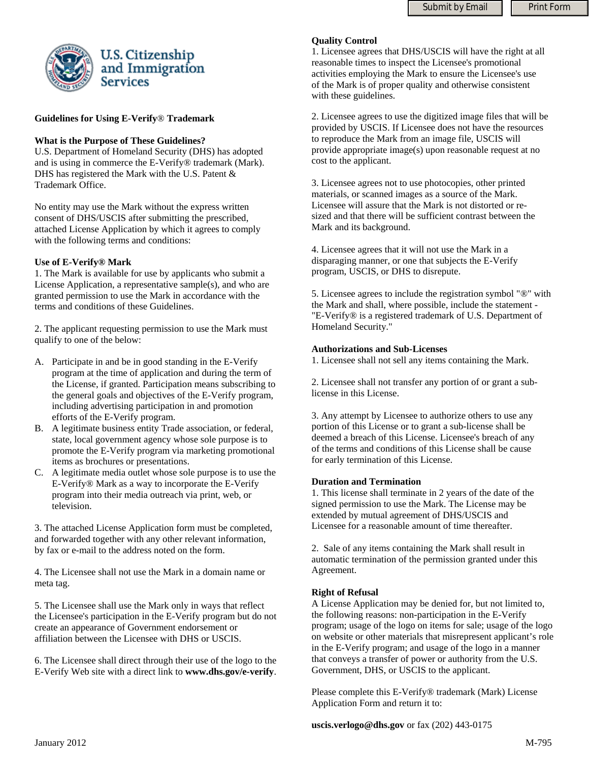Submit by Email | Print Form

U.S. Citizenship and Immigration Services

**Guidelines for Using E-Verify® Trademark**

**What is the Purpose of These Guidelines?**

U.S. Department of Homeland Security (DHS) has adopted and is using in commerce the E-Verify® trademark (Mark). DHS has registered the Mark with the U.S. Patent & Trademark Office.

No entity may use the Mark without the express written consent of DHS/USCIS after submitting the prescribed, attached License Application by which it agrees to comply with the following terms and conditions:

**Use of E-Verify® Mark**

1. The Mark is available for use by applicants who submit a License Application, a representative sample(s), and who are granted permission to use the Mark in accordance with the terms and conditions of these Guidelines.

2. The applicant requesting permission to use the Mark must qualify to one of the below:

A. Participate in and be in good standing in the E-Verify program at the time of application and during the term of the License, if granted. Participation means subscribing to the general goals and objectives of the E-Verify program, including advertising participation in and promotion efforts of the E-Verify program.

B. A legitimate business entity Trade association, or federal, state, local government agency whose sole purpose is to promote the E-Verify program via marketing promotional items as brochures or presentations.

C. A legitimate media outlet whose sole purpose is to use the E-Verify® Mark as a way to incorporate the E-Verify program into their media outreach via print, web, or television.

3. The attached License Application form must be completed, and forwarded together with any other relevant information, by fax or e-mail to the address noted on the form.

4. The Licensee shall not use the Mark in a domain name or meta tag.

5. The Licensee shall use the Mark only in ways that reflect the Licensee's participation in the E-Verify program but do not create an appearance of Government endorsement or affiliation between the Licensee with DHS or USCIS.

6. The Licensee shall direct through their use of the logo to the E-Verify Web site with a direct link to **www.dhs.gov/e-verify**.

**Quality Control**

1. Licensee agrees that DHS/USCIS will have the right at all reasonable times to inspect the Licensee's promotional activities employing the Mark to ensure the Licensee's use of the Mark is of proper quality and otherwise consistent with these guidelines.

2. Licensee agrees to use the digitized image files that will be provided by USCIS. If Licensee does not have the resources to reproduce the Mark from an image file, USCIS will provide appropriate image(s) upon reasonable request at no cost to the applicant.

3. Licensee agrees not to use photocopies, other printed materials, or scanned images as a source of the Mark. Licensee will assure that the Mark is not distorted or re-sized and that there will be sufficient contrast between the Mark and its background.

4. Licensee agrees that it will not use the Mark in a disparaging manner, or one that subjects the E-Verify program, USCIS, or DHS to disrepute.

5. Licensee agrees to include the registration symbol "®" with the Mark and shall, where possible, include the statement - "E-Verify® is a registered trademark of U.S. Department of Homeland Security."

**Authorizations and Sub-Licenses**

1. Licensee shall not sell any items containing the Mark.

2. Licensee shall not transfer any portion of or grant a sub-license in this License.

3. Any attempt by Licensee to authorize others to use any portion of this License or to grant a sub-license shall be deemed a breach of this License. Licensee's breach of any of the terms and conditions of this License shall be cause for early termination of this License.

**Duration and Termination**

1. This license shall terminate in 2 years of the date of the signed permission to use the Mark. The License may be extended by mutual agreement of DHS/USCIS and Licensee for a reasonable amount of time thereafter.

2. Sale of any items containing the Mark shall result in automatic termination of the permission granted under this Agreement.

**Right of Refusal**

A License Application may be denied for, but not limited to, the following reasons: non-participation in the E-Verify program; usage of the logo on items for sale; usage of the logo on website or other materials that misrepresent applicant's role in the E-Verify program; and usage of the logo in a manner that conveys a transfer of power or authority from the U.S. Government, DHS, or USCIS to the applicant.

Please complete this E-Verify® trademark (Mark) License Application Form and return it to:

**uscis.verlogo@dhs.gov** or fax (202) 443-0175

January 2012 M-795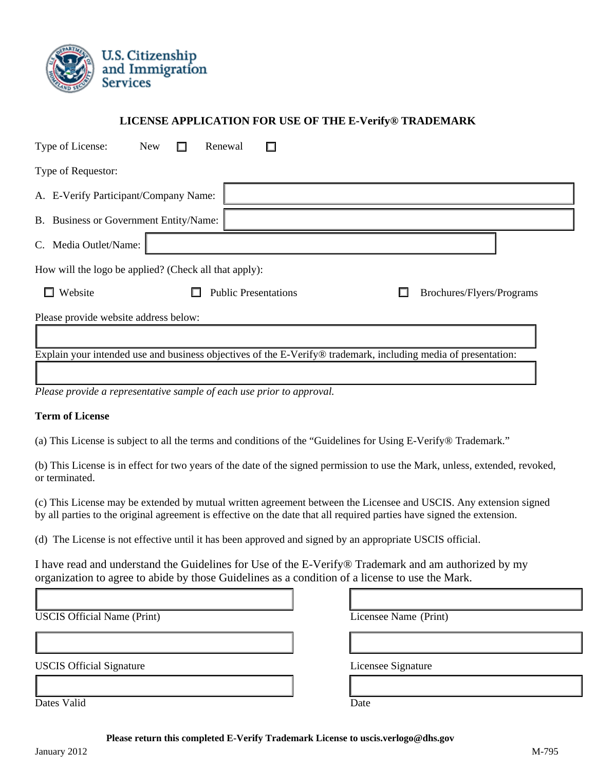U.S. Citizenship and Immigration Services

## LICENSE APPLICATION FOR USE OF THE E-Verify® TRADEMARK

Type of License: New ☐ Renewal ☐

Type of Requestor:

A. E-Verify Participant/Company Name:

B. Business or Government Entity/Name:

C. Media Outlet/Name:

How will the logo be applied? (Check all that apply):

☐ Website ☐ Public Presentations ☐ Brochures/Flyers/Programs

Please provide website address below:

Explain your intended use and business objectives of the E-Verify® trademark, including media of presentation:

*Please provide a representative sample of each use prior to approval.*

**Term of License**

(a) This License is subject to all the terms and conditions of the "Guidelines for Using E-Verify® Trademark."

(b) This License is in effect for two years of the date of the signed permission to use the Mark, unless, extended, revoked, or terminated.

(c) This License may be extended by mutual written agreement between the Licensee and USCIS. Any extension signed by all parties to the original agreement is effective on the date that all required parties have signed the extension.

(d) The License is not effective until it has been approved and signed by an appropriate USCIS official.

I have read and understand the Guidelines for Use of the E-Verify® Trademark and am authorized by my organization to agree to abide by those Guidelines as a condition of a license to use the Mark.

| | |
|---|---|
| USCIS Official Name (Print) | Licensee Name (Print) |
| USCIS Official Signature | Licensee Signature |
| Dates Valid | Date |

**Please return this completed E-Verify Trademark License to uscis.verlogo@dhs.gov**

January 2012 M-795